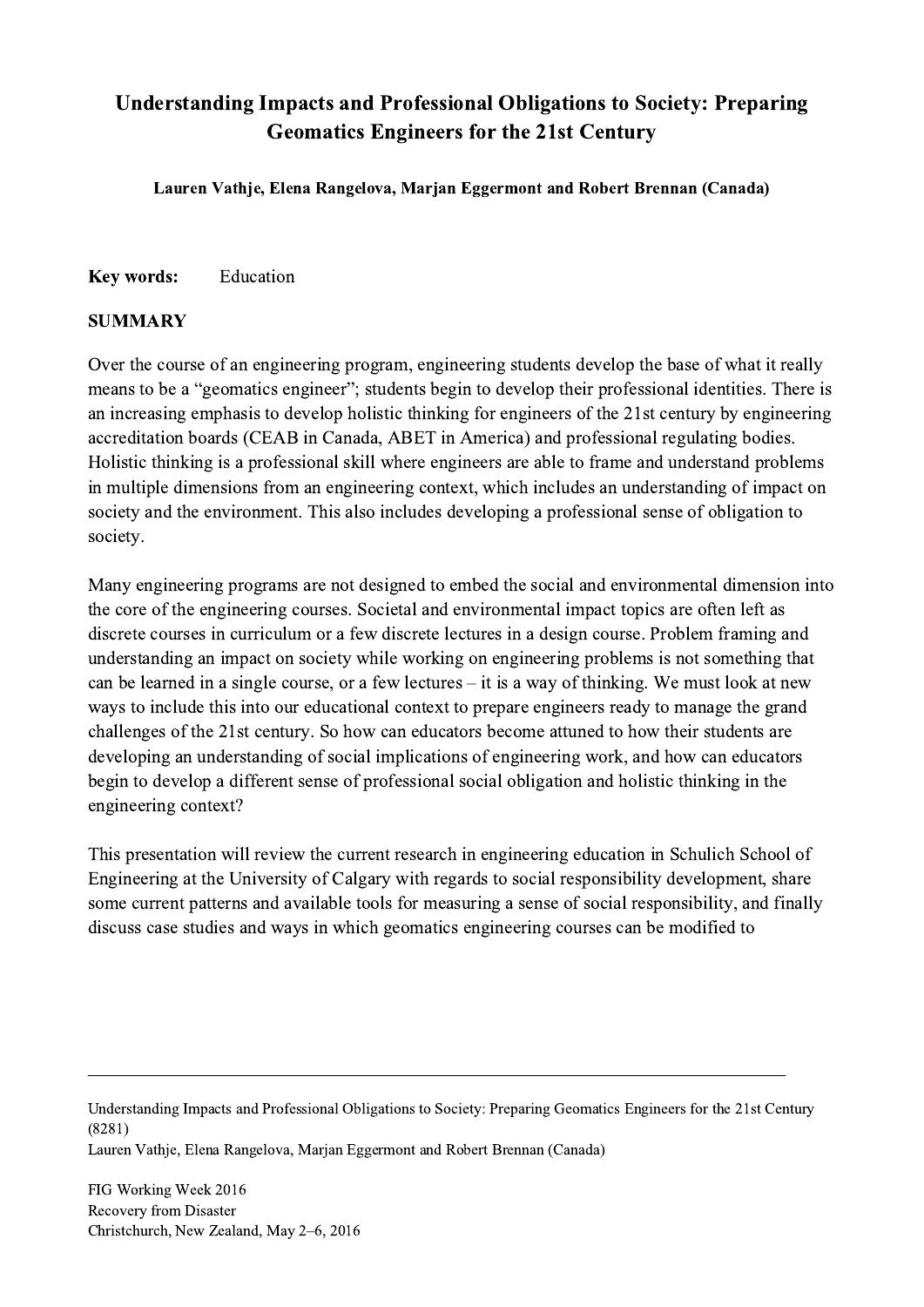# Understanding Impacts and Professional Obligations to Society: Preparing Geomatics Engineers for the 21st Century

**Lauren Vathje, Elena Rangelova, Marjan Eggermont and Robert Brennan (Canada)**

**Key words:** Education

## SUMMARY

Over the course of an engineering program, engineering students develop the base of what it really means to be a "geomatics engineer"; students begin to develop their professional identities. There is an increasing emphasis to develop holistic thinking for engineers of the 21st century by engineering accreditation boards (CEAB in Canada, ABET in America) and professional regulating bodies. Holistic thinking is a professional skill where engineers are able to frame and understand problems in multiple dimensions from an engineering context, which includes an understanding of impact on society and the environment. This also includes developing a professional sense of obligation to society.

Many engineering programs are not designed to embed the social and environmental dimension into the core of the engineering courses. Societal and environmental impact topics are often left as discrete courses in curriculum or a few discrete lectures in a design course. Problem framing and understanding an impact on society while working on engineering problems is not something that can be learned in a single course, or a few lectures – it is a way of thinking. We must look at new ways to include this into our educational context to prepare engineers ready to manage the grand challenges of the 21st century. So how can educators become attuned to how their students are developing an understanding of social implications of engineering work, and how can educators begin to develop a different sense of professional social obligation and holistic thinking in the engineering context?

This presentation will review the current research in engineering education in Schulich School of Engineering at the University of Calgary with regards to social responsibility development, share some current patterns and available tools for measuring a sense of social responsibility, and finally discuss case studies and ways in which geomatics engineering courses can be modified to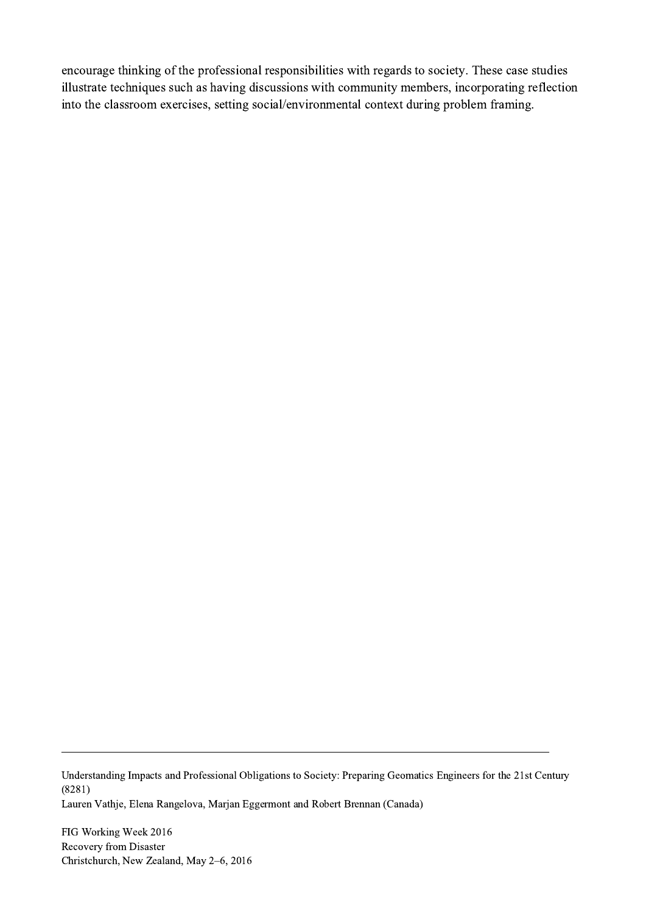encourage thinking of the professional responsibilities with regards to society. These case studies illustrate techniques such as having discussions with community members, incorporating reflection into the classroom exercises, setting social/environmental context during problem framing.